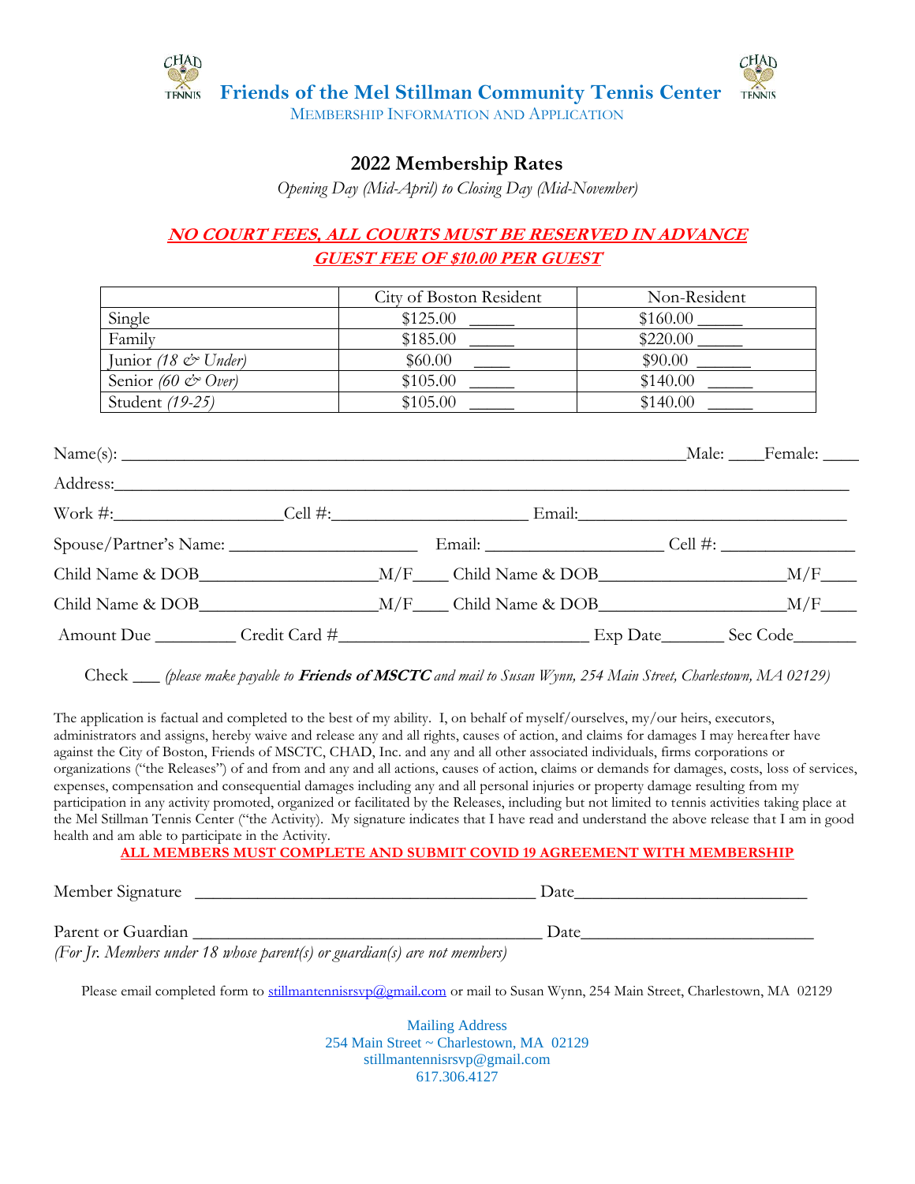# Friends of the Mel Stillman Community Tennis Center

MEMBERSHIP INFORMATION AND APPLICATION

## 2022 Membership Rates

*Opening Day (Mid-April) to Closing Day (Mid-November)*

**NO COURT FEES, ALL COURTS MUST BE RESERVED IN ADVANCE**

**GUEST FEE OF $10.00 PER GUEST**

| | City of Boston Resident | Non-Resident |
|---|---|---|
| Single | $125.00 _____ | $160.00 _____ |
| Family | $185.00 _____ | $220.00 _____ |
| Junior *(18 & Under)* | $60.00 ____ | $90.00 ______ |
| Senior *(60 & Over)* | $105.00 _____ | $140.00 _____ |
| Student *(19-25)* | $105.00 _____ | $140.00 _____ |

Name(s): ________________________________________________________________ Male: ____ Female: ____

Address: ______________________________________________________________________________

Work #: __________________ Cell #: _____________________ Email: ______________________________

Spouse/Partner's Name: _____________________ Email: ___________________ Cell #: _______________

Child Name & DOB ____________________ M/F____ Child Name & DOB ____________________ M/F____

Child Name & DOB ____________________ M/F____ Child Name & DOB ____________________ M/F____

Amount Due _________ Credit Card # ____________________________ Exp Date _______ Sec Code _______

Check ___ *(please make payable to* ***Friends of MSCTC*** *and mail to Susan Wynn, 254 Main Street, Charlestown, MA 02129)*

The application is factual and completed to the best of my ability. I, on behalf of myself/ourselves, my/our heirs, executors, administrators and assigns, hereby waive and release any and all rights, causes of action, and claims for damages I may hereafter have against the City of Boston, Friends of MSCTC, CHAD, Inc. and any and all other associated individuals, firms corporations or organizations ("the Releases") of and from and any and all actions, causes of action, claims or demands for damages, costs, loss of services, expenses, compensation and consequential damages including any and all personal injuries or property damage resulting from my participation in any activity promoted, organized or facilitated by the Releases, including but not limited to tennis activities taking place at the Mel Stillman Tennis Center ("the Activity). My signature indicates that I have read and understand the above release that I am in good health and am able to participate in the Activity.

**ALL MEMBERS MUST COMPLETE AND SUBMIT COVID 19 AGREEMENT WITH MEMBERSHIP**

Member Signature _______________________________________ Date __________________________

Parent or Guardian _______________________________________ Date __________________________

*(For Jr. Members under 18 whose parent(s) or guardian(s) are not members)*

Please email completed form to stillmantennisrsvp@gmail.com or mail to Susan Wynn, 254 Main Street, Charlestown, MA 02129

Mailing Address
254 Main Street ~ Charlestown, MA 02129
stillmantennisrsvp@gmail.com
617.306.4127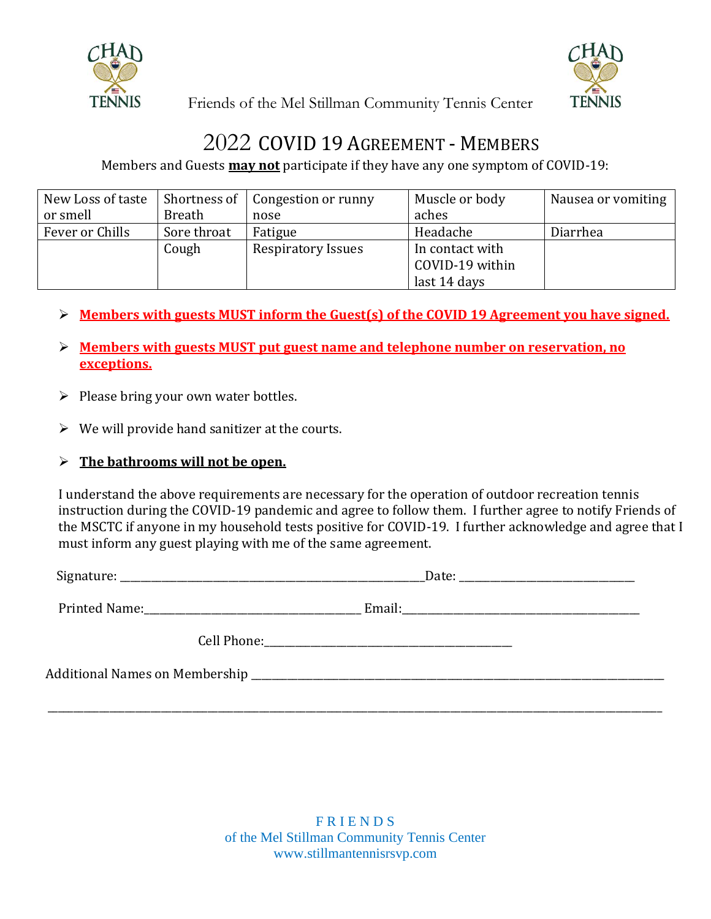Friends of the Mel Stillman Community Tennis Center

# 2022 COVID 19 AGREEMENT - MEMBERS

Members and Guests **may not** participate if they have any one symptom of COVID-19:

| | | | | |
|---|---|---|---|---|
| New Loss of taste or smell | Shortness of Breath | Congestion or runny nose | Muscle or body aches | Nausea or vomiting |
| Fever or Chills | Sore throat | Fatigue | Headache | Diarrhea |
| | Cough | Respiratory Issues | In contact with COVID-19 within last 14 days | |

- **Members with guests MUST inform the Guest(s) of the COVID 19 Agreement you have signed.**
- **Members with guests MUST put guest name and telephone number on reservation, no exceptions.**
- Please bring your own water bottles.
- We will provide hand sanitizer at the courts.
- **The bathrooms will not be open.**

I understand the above requirements are necessary for the operation of outdoor recreation tennis instruction during the COVID-19 pandemic and agree to follow them. I further agree to notify Friends of the MSCTC if anyone in my household tests positive for COVID-19. I further acknowledge and agree that I must inform any guest playing with me of the same agreement.

Signature: ______________________________ Date: ____________________

Printed Name: ______________________________ Email: ______________________________

Cell Phone: ______________________________

Additional Names on Membership ______________________________________________

______________________________________________________________________

FRIENDS
of the Mel Stillman Community Tennis Center
www.stillmantennisrsvp.com